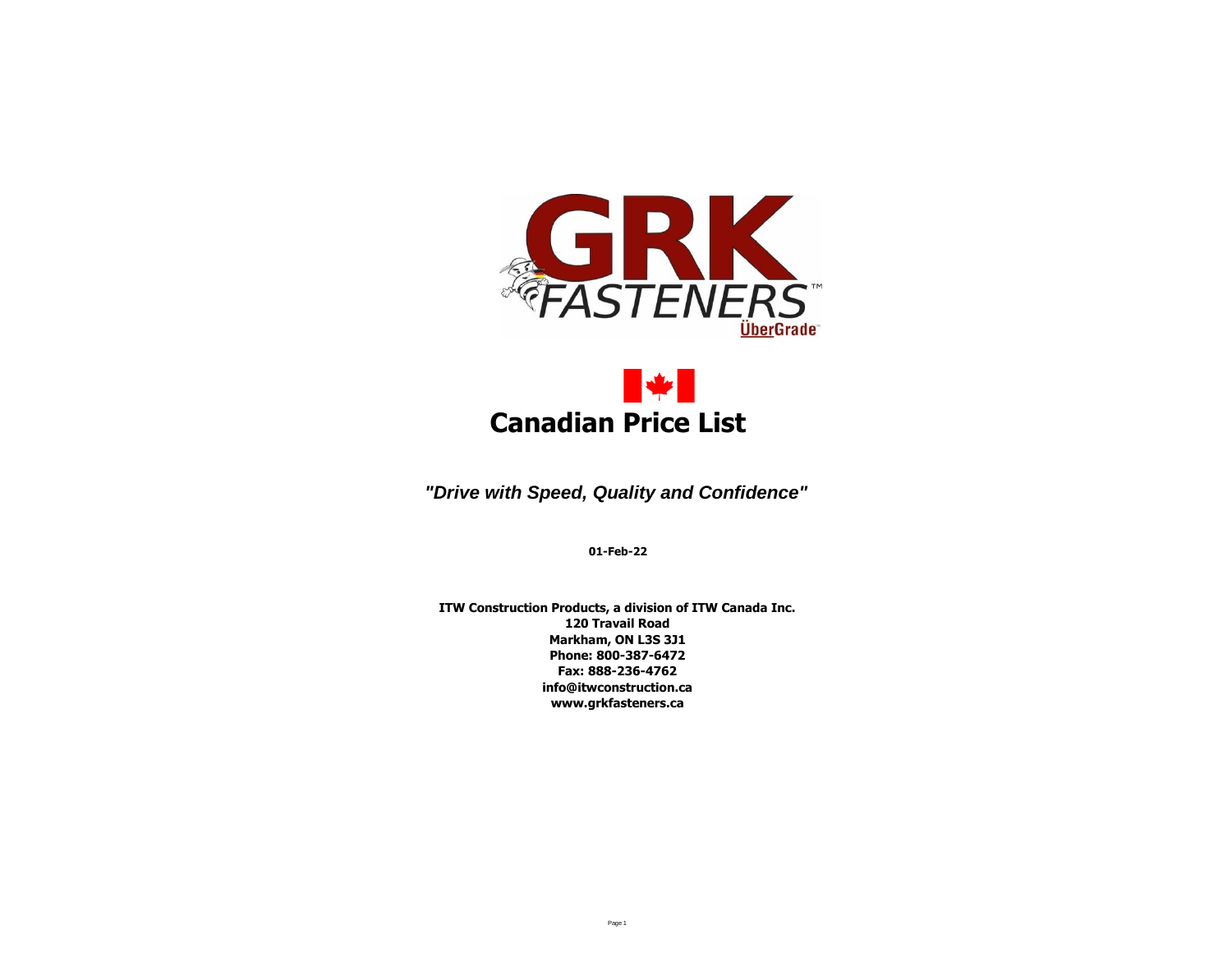# Canadian Price List

***"Drive with Speed, Quality and Confidence"***

**01-Feb-22**

**ITW Construction Products, a division of ITW Canada Inc.**
**120 Travail Road**
**Markham, ON L3S 3J1**
**Phone: 800-387-6472**
**Fax: 888-236-4762**
**info@itwconstruction.ca**
**www.grkfasteners.ca**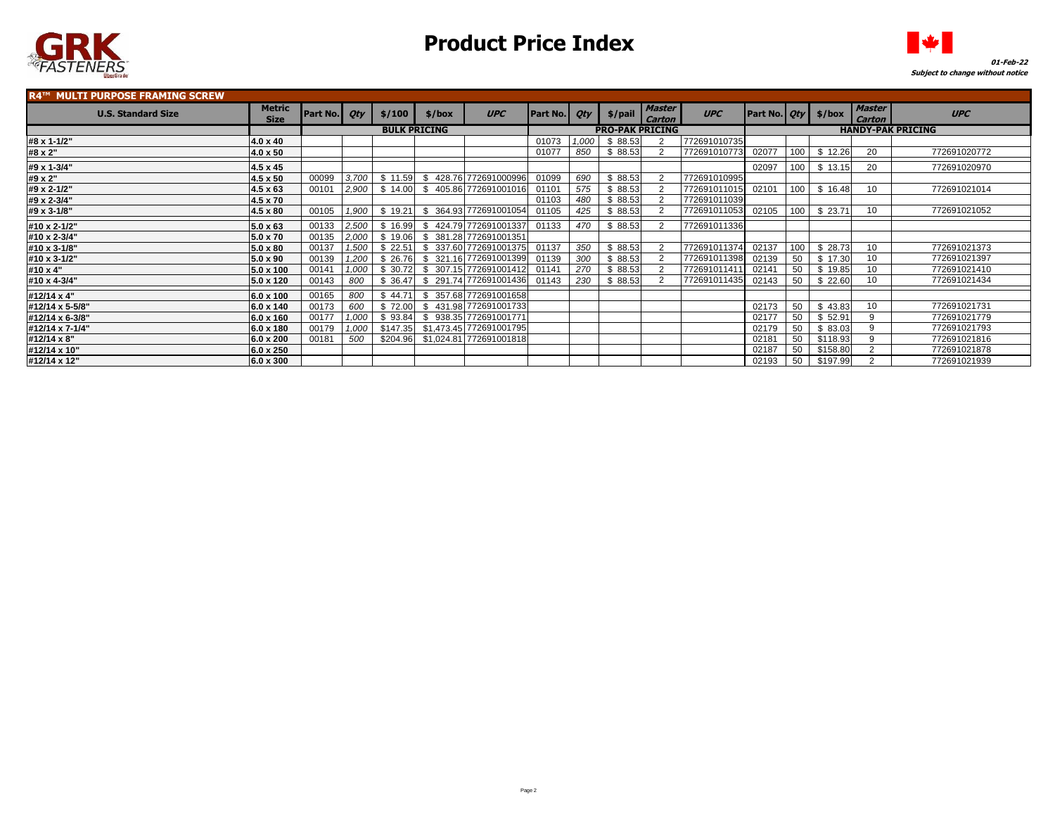# Product Price Index

01-Feb-22
Subject to change without notice

## R4™ MULTI PURPOSE FRAMING SCREW

| U.S. Standard Size | Metric Size | Part No. | Qty | $/100 | $/box | UPC | Part No. | Qty | $/pail | Master Carton | UPC | Part No. | Qty | $/box | Master Carton | UPC |
|---|---|---|---|---|---|---|---|---|---|---|---|---|---|---|---|---|
| | | BULK PRICING | | | | | PRO-PAK PRICING | | | | | HANDY-PAK PRICING | | | | |
| #8 x 1-1/2" | 4.0 x 40 | | | | | | 01073 | 1,000 | $ 88.53 | 2 | 772691010735 | | | | | |
| #8 x 2" | 4.0 x 50 | | | | | | 01077 | 850 | $ 88.53 | 2 | 772691010773 | 02077 | 100 | $ 12.26 | 20 | 772691020772 |
| #9 x 1-3/4" | 4.5 x 45 | | | | | | | | | | | 02097 | 100 | $ 13.15 | 20 | 772691020970 |
| #9 x 2" | 4.5 x 50 | 00099 | 3,700 | $ 11.59 | $ 428.76 | 772691000996 | 01099 | 690 | $ 88.53 | 2 | 772691010995 | | | | | |
| #9 x 2-1/2" | 4.5 x 63 | 00101 | 2,900 | $ 14.00 | $ 405.86 | 772691001016 | 01101 | 575 | $ 88.53 | 2 | 772691011015 | 02101 | 100 | $ 16.48 | 10 | 772691021014 |
| #9 x 2-3/4" | 4.5 x 70 | | | | | | 01103 | 480 | $ 88.53 | 2 | 772691011039 | | | | | |
| #9 x 3-1/8" | 4.5 x 80 | 00105 | 1,900 | $ 19.21 | $ 364.93 | 772691001054 | 01105 | 425 | $ 88.53 | 2 | 772691011053 | 02105 | 100 | $ 23.71 | 10 | 772691021052 |
| #10 x 2-1/2" | 5.0 x 63 | 00133 | 2,500 | $ 16.99 | $ 424.79 | 772691001337 | 01133 | 470 | $ 88.53 | 2 | 772691011336 | | | | | |
| #10 x 2-3/4" | 5.0 x 70 | 00135 | 2,000 | $ 19.06 | $ 381.28 | 772691001351 | | | | | | | | | | |
| #10 x 3-1/8" | 5.0 x 80 | 00137 | 1,500 | $ 22.51 | $ 337.60 | 772691001375 | 01137 | 350 | $ 88.53 | 2 | 772691011374 | 02137 | 100 | $ 28.73 | 10 | 772691021373 |
| #10 x 3-1/2" | 5.0 x 90 | 00139 | 1,200 | $ 26.76 | $ 321.16 | 772691001399 | 01139 | 300 | $ 88.53 | 2 | 772691011398 | 02139 | 50 | $ 17.30 | 10 | 772691021397 |
| #10 x 4" | 5.0 x 100 | 00141 | 1,000 | $ 30.72 | $ 307.15 | 772691001412 | 01141 | 270 | $ 88.53 | 2 | 772691011411 | 02141 | 50 | $ 19.85 | 10 | 772691021410 |
| #10 x 4-3/4" | 5.0 x 120 | 00143 | 800 | $ 36.47 | $ 291.74 | 772691001436 | 01143 | 230 | $ 88.53 | 2 | 772691011435 | 02143 | 50 | $ 22.60 | 10 | 772691021434 |
| #12/14 x 4" | 6.0 x 100 | 00165 | 800 | $ 44.71 | $ 357.68 | 772691001658 | | | | | | | | | | |
| #12/14 x 5-5/8" | 6.0 x 140 | 00173 | 600 | $ 72.00 | $ 431.98 | 772691001733 | | | | | | 02173 | 50 | $ 43.83 | 10 | 772691021731 |
| #12/14 x 6-3/8" | 6.0 x 160 | 00177 | 1,000 | $ 93.84 | $ 938.35 | 772691001771 | | | | | | 02177 | 50 | $ 52.91 | 9 | 772691021779 |
| #12/14 x 7-1/4" | 6.0 x 180 | 00179 | 1,000 | $147.35 | $1,473.45 | 772691001795 | | | | | | 02179 | 50 | $ 83.03 | 9 | 772691021793 |
| #12/14 x 8" | 6.0 x 200 | 00181 | 500 | $204.96 | $1,024.81 | 772691001818 | | | | | | 02181 | 50 | $118.93 | 9 | 772691021816 |
| #12/14 x 10" | 6.0 x 250 | | | | | | | | | | | 02187 | 50 | $158.80 | 2 | 772691021878 |
| #12/14 x 12" | 6.0 x 300 | | | | | | | | | | | 02193 | 50 | $197.99 | 2 | 772691021939 |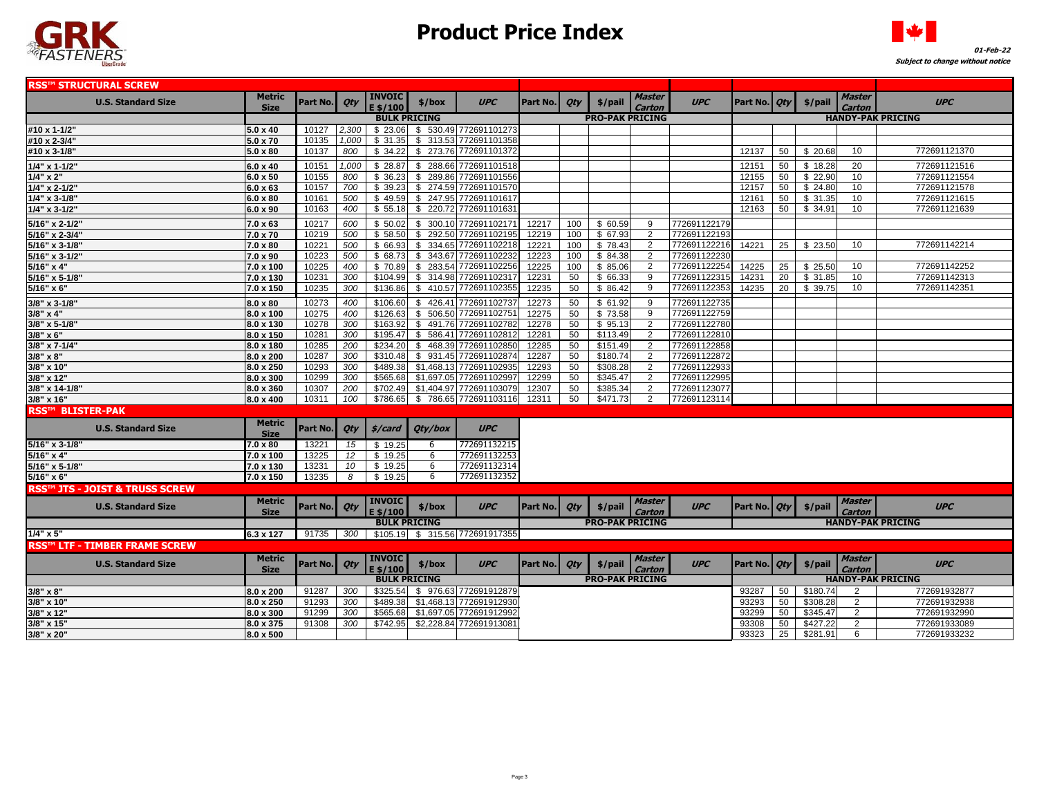# Product Price Index

*01-Feb-22*
*Subject to change without notice*

## RSS™ STRUCTURAL SCREW

| U.S. Standard Size | Metric Size | Part No. | Qty | INVOICE $/100 | $/box | UPC | Part No. | Qty | $/pail | Master Carton | UPC | Part No. | Qty | $/pail | Master Carton | UPC |
|---|---|---|---|---|---|---|---|---|---|---|---|---|---|---|---|---|
| | | BULK PRICING | | | | | PRO-PAK PRICING | | | | | HANDY-PAK PRICING | | | | |
| #10 x 1-1/2" | 5.0 x 40 | 10127 | 2,300 | $ 23.06 | $ 530.49 | 772691101273 | | | | | | | | | | |
| #10 x 2-3/4" | 5.0 x 70 | 10135 | 1,000 | $ 31.35 | $ 313.53 | 772691101358 | | | | | | | | | | |
| #10 x 3-1/8" | 5.0 x 80 | 10137 | 800 | $ 34.22 | $ 273.76 | 772691101372 | | | | | | 12137 | 50 | $ 20.68 | 10 | 772691121370 |
| 1/4" x 1-1/2" | 6.0 x 40 | 10151 | 1,000 | $ 28.87 | $ 288.66 | 772691101518 | | | | | | 12151 | 50 | $ 18.28 | 20 | 772691121516 |
| 1/4" x 2" | 6.0 x 50 | 10155 | 800 | $ 36.23 | $ 289.86 | 772691101556 | | | | | | 12155 | 50 | $ 22.90 | 10 | 772691121554 |
| 1/4" x 2-1/2" | 6.0 x 63 | 10157 | 700 | $ 39.23 | $ 274.59 | 772691101570 | | | | | | 12157 | 50 | $ 24.80 | 10 | 772691121578 |
| 1/4" x 3-1/8" | 6.0 x 80 | 10161 | 500 | $ 49.59 | $ 247.95 | 772691101617 | | | | | | 12161 | 50 | $ 31.35 | 10 | 772691121615 |
| 1/4" x 3-1/2" | 6.0 x 90 | 10163 | 400 | $ 55.18 | $ 220.72 | 772691101631 | | | | | | 12163 | 50 | $ 34.91 | 10 | 772691121639 |
| 5/16" x 2-1/2" | 7.0 x 63 | 10217 | 600 | $ 50.02 | $ 300.10 | 772691102171 | 12217 | 100 | $ 60.59 | 9 | 772691122179 | | | | | |
| 5/16" x 2-3/4" | 7.0 x 70 | 10219 | 500 | $ 58.50 | $ 292.50 | 772691102195 | 12219 | 100 | $ 67.93 | 2 | 772691122193 | | | | | |
| 5/16" x 3-1/8" | 7.0 x 80 | 10221 | 500 | $ 66.93 | $ 334.65 | 772691102218 | 12221 | 100 | $ 78.43 | 2 | 772691122216 | 14221 | 25 | $ 23.50 | 10 | 772691142214 |
| 5/16" x 3-1/2" | 7.0 x 90 | 10223 | 500 | $ 68.73 | $ 343.67 | 772691102232 | 12223 | 100 | $ 84.38 | 2 | 772691122230 | | | | | |
| 5/16" x 4" | 7.0 x 100 | 10225 | 400 | $ 70.89 | $ 283.54 | 772691102256 | 12225 | 100 | $ 85.06 | 2 | 772691122254 | 14225 | 25 | $ 25.50 | 10 | 772691142252 |
| 5/16" x 5-1/8" | 7.0 x 130 | 10231 | 300 | $104.99 | $ 314.98 | 772691102317 | 12231 | 50 | $ 66.33 | 9 | 772691122315 | 14231 | 20 | $ 31.85 | 10 | 772691142313 |
| 5/16" x 6" | 7.0 x 150 | 10235 | 300 | $136.86 | $ 410.57 | 772691102355 | 12235 | 50 | $ 86.42 | 9 | 772691122353 | 14235 | 20 | $ 39.75 | 10 | 772691142351 |
| 3/8" x 3-1/8" | 8.0 x 80 | 10273 | 400 | $106.60 | $ 426.41 | 772691102737 | 12273 | 50 | $ 61.92 | 9 | 772691122735 | | | | | |
| 3/8" x 4" | 8.0 x 100 | 10275 | 400 | $126.63 | $ 506.50 | 772691102751 | 12275 | 50 | $ 73.58 | 9 | 772691122759 | | | | | |
| 3/8" x 5-1/8" | 8.0 x 130 | 10278 | 300 | $163.92 | $ 491.76 | 772691102782 | 12278 | 50 | $ 95.13 | 2 | 772691122780 | | | | | |
| 3/8" x 6" | 8.0 x 150 | 10281 | 300 | $195.47 | $ 586.41 | 772691102812 | 12281 | 50 | $113.49 | 2 | 772691122810 | | | | | |
| 3/8" x 7-1/4" | 8.0 x 180 | 10285 | 200 | $234.20 | $ 468.39 | 772691102850 | 12285 | 50 | $151.49 | 2 | 772691122858 | | | | | |
| 3/8" x 8" | 8.0 x 200 | 10287 | 300 | $310.48 | $ 931.45 | 772691102874 | 12287 | 50 | $180.74 | 2 | 772691122872 | | | | | |
| 3/8" x 10" | 8.0 x 250 | 10293 | 300 | $489.38 | $1,468.13 | 772691102935 | 12293 | 50 | $308.28 | 2 | 772691122933 | | | | | |
| 3/8" x 12" | 8.0 x 300 | 10299 | 300 | $565.68 | $1,697.05 | 772691102997 | 12299 | 50 | $345.47 | 2 | 772691122995 | | | | | |
| 3/8" x 14-1/8" | 8.0 x 360 | 10307 | 200 | $702.49 | $1,404.97 | 772691103079 | 12307 | 50 | $385.34 | 2 | 772691123077 | | | | | |
| 3/8" x 16" | 8.0 x 400 | 10311 | 100 | $786.65 | $ 786.65 | 772691103116 | 12311 | 50 | $471.73 | 2 | 772691123114 | | | | | |

## RSS™ BLISTER-PAK

| U.S. Standard Size | Metric Size | Part No. | Qty | $/card | Qty/box | UPC |
|---|---|---|---|---|---|---|
| 5/16" x 3-1/8" | 7.0 x 80 | 13221 | 15 | $ 19.25 | 6 | 772691132215 |
| 5/16" x 4" | 7.0 x 100 | 13225 | 12 | $ 19.25 | 6 | 772691132253 |
| 5/16" x 5-1/8" | 7.0 x 130 | 13231 | 10 | $ 19.25 | 6 | 772691132314 |
| 5/16" x 6" | 7.0 x 150 | 13235 | 8 | $ 19.25 | 6 | 772691132352 |

## RSS™ JTS - JOIST & TRUSS SCREW

| U.S. Standard Size | Metric Size | Part No. | Qty | INVOICE $/100 | $/box | UPC | Part No. | Qty | $/pail | Master Carton | UPC | Part No. | Qty | $/pail | Master Carton | UPC |
|---|---|---|---|---|---|---|---|---|---|---|---|---|---|---|---|---|
| | | BULK PRICING | | | | | PRO-PAK PRICING | | | | | HANDY-PAK PRICING | | | | |
| 1/4" x 5" | 6.3 x 127 | 91735 | 300 | $105.19 | $ 315.56 | 772691917355 | | | | | | | | | | |

## RSS™ LTF - TIMBER FRAME SCREW

| U.S. Standard Size | Metric Size | Part No. | Qty | INVOICE $/100 | $/box | UPC | Part No. | Qty | $/pail | Master Carton | UPC | Part No. | Qty | $/pail | Master Carton | UPC |
|---|---|---|---|---|---|---|---|---|---|---|---|---|---|---|---|---|
| | | BULK PRICING | | | | | PRO-PAK PRICING | | | | | HANDY-PAK PRICING | | | | |
| 3/8" x 8" | 8.0 x 200 | 91287 | 300 | $325.54 | $ 976.63 | 772691912879 | | | | | | 93287 | 50 | $180.74 | 2 | 772691932877 |
| 3/8" x 10" | 8.0 x 250 | 91293 | 300 | $489.38 | $1,468.13 | 772691912930 | | | | | | 93293 | 50 | $308.28 | 2 | 772691932938 |
| 3/8" x 12" | 8.0 x 300 | 91299 | 300 | $565.68 | $1,697.05 | 772691912992 | | | | | | 93299 | 50 | $345.47 | 2 | 772691932990 |
| 3/8" x 15" | 8.0 x 375 | 91308 | 300 | $742.95 | $2,228.84 | 772691913081 | | | | | | 93308 | 50 | $427.22 | 2 | 772691933089 |
| 3/8" x 20" | 8.0 x 500 | | | | | | | | | | | 93323 | 25 | $281.91 | 6 | 772691933232 |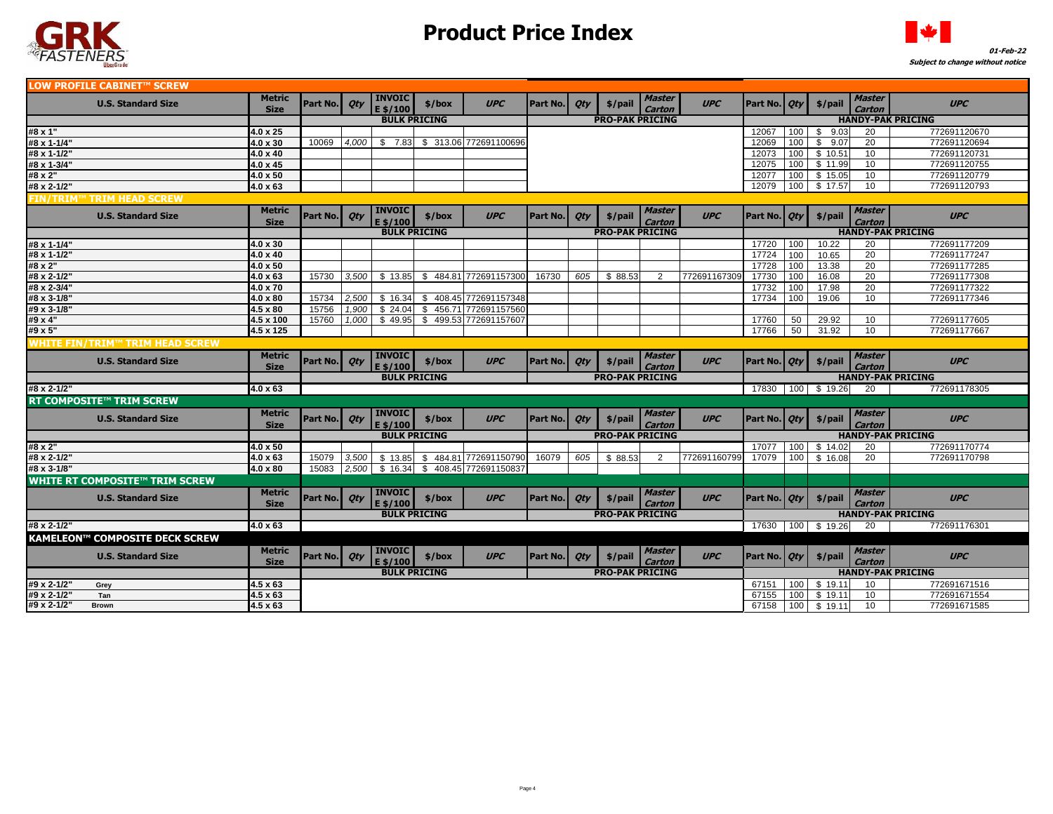# Product Price Index

01-Feb-22
*Subject to change without notice*

## LOW PROFILE CABINET™ SCREW

| U.S. Standard Size | Metric Size | Part No. | Qty | INVOICE $/100 | $/box | UPC | Part No. | Qty | $/pail | Master Carton | UPC | Part No. | Qty | $/pail | Master Carton | UPC |
|---|---|---|---|---|---|---|---|---|---|---|---|---|---|---|---|---|
| | | BULK PRICING | | | | | PRO-PAK PRICING | | | | | HANDY-PAK PRICING | | | | |
| #8 x 1" | 4.0 x 25 | | | | | | | | | | | 12067 | 100 | $ 9.03 | 20 | 772691120670 |
| #8 x 1-1/4" | 4.0 x 30 | 10069 | 4,000 | $ 7.83 | $ 313.06 | 772691100696 | | | | | | 12069 | 100 | $ 9.07 | 20 | 772691120694 |
| #8 x 1-1/2" | 4.0 x 40 | | | | | | | | | | | 12073 | 100 | $ 10.51 | 10 | 772691120731 |
| #8 x 1-3/4" | 4.0 x 45 | | | | | | | | | | | 12075 | 100 | $ 11.99 | 10 | 772691120755 |
| #8 x 2" | 4.0 x 50 | | | | | | | | | | | 12077 | 100 | $ 15.05 | 10 | 772691120779 |
| #8 x 2-1/2" | 4.0 x 63 | | | | | | | | | | | 12079 | 100 | $ 17.57 | 10 | 772691120793 |

## FIN/TRIM™ TRIM HEAD SCREW

| U.S. Standard Size | Metric Size | Part No. | Qty | INVOICE $/100 | $/box | UPC | Part No. | Qty | $/pail | Master Carton | UPC | Part No. | Qty | $/pail | Master Carton | UPC |
|---|---|---|---|---|---|---|---|---|---|---|---|---|---|---|---|---|
| | | BULK PRICING | | | | | PRO-PAK PRICING | | | | | HANDY-PAK PRICING | | | | |
| #8 x 1-1/4" | 4.0 x 30 | | | | | | | | | | | 17720 | 100 | 10.22 | 20 | 772691177209 |
| #8 x 1-1/2" | 4.0 x 40 | | | | | | | | | | | 17724 | 100 | 10.65 | 20 | 772691177247 |
| #8 x 2" | 4.0 x 50 | | | | | | | | | | | 17728 | 100 | 13.38 | 20 | 772691177285 |
| #8 x 2-1/2" | 4.0 x 63 | 15730 | 3,500 | $ 13.85 | $ 484.81 | 772691157300 | 16730 | 605 | $ 88.53 | 2 | 772691167309 | 17730 | 100 | 16.08 | 20 | 772691177308 |
| #8 x 2-3/4" | 4.0 x 70 | | | | | | | | | | | 17732 | 100 | 17.98 | 20 | 772691177322 |
| #8 x 3-1/8" | 4.0 x 80 | 15734 | 2,500 | $ 16.34 | $ 408.45 | 772691157348 | | | | | | 17734 | 100 | 19.06 | 10 | 772691177346 |
| #9 x 3-1/8" | 4.5 x 80 | 15756 | 1,900 | $ 24.04 | $ 456.71 | 772691157560 | | | | | | | | | | |
| #9 x 4" | 4.5 x 100 | 15760 | 1,000 | $ 49.95 | $ 499.53 | 772691157607 | | | | | | 17760 | 50 | 29.92 | 10 | 772691177605 |
| #9 x 5" | 4.5 x 125 | | | | | | | | | | | 17766 | 50 | 31.92 | 10 | 772691177667 |

## WHITE FIN/TRIM™ TRIM HEAD SCREW

| U.S. Standard Size | Metric Size | Part No. | Qty | INVOICE $/100 | $/box | UPC | Part No. | Qty | $/pail | Master Carton | UPC | Part No. | Qty | $/pail | Master Carton | UPC |
|---|---|---|---|---|---|---|---|---|---|---|---|---|---|---|---|---|
| | | BULK PRICING | | | | | PRO-PAK PRICING | | | | | HANDY-PAK PRICING | | | | |
| #8 x 2-1/2" | 4.0 x 63 | | | | | | | | | | | 17830 | 100 | $ 19.26 | 20 | 772691178305 |

## RT COMPOSITE™ TRIM SCREW

| U.S. Standard Size | Metric Size | Part No. | Qty | INVOICE $/100 | $/box | UPC | Part No. | Qty | $/pail | Master Carton | UPC | Part No. | Qty | $/pail | Master Carton | UPC |
|---|---|---|---|---|---|---|---|---|---|---|---|---|---|---|---|---|
| | | BULK PRICING | | | | | PRO-PAK PRICING | | | | | HANDY-PAK PRICING | | | | |
| #8 x 2" | 4.0 x 50 | | | | | | | | | | | 17077 | 100 | $ 14.02 | 20 | 772691170774 |
| #8 x 2-1/2" | 4.0 x 63 | 15079 | 3,500 | $ 13.85 | $ 484.81 | 772691150790 | 16079 | 605 | $ 88.53 | 2 | 772691160799 | 17079 | 100 | $ 16.08 | 20 | 772691170798 |
| #8 x 3-1/8" | 4.0 x 80 | 15083 | 2,500 | $ 16.34 | $ 408.45 | 772691150837 | | | | | | | | | | |

## WHITE RT COMPOSITE™ TRIM SCREW

| U.S. Standard Size | Metric Size | Part No. | Qty | INVOICE $/100 | $/box | UPC | Part No. | Qty | $/pail | Master Carton | UPC | Part No. | Qty | $/pail | Master Carton | UPC |
|---|---|---|---|---|---|---|---|---|---|---|---|---|---|---|---|---|
| | | BULK PRICING | | | | | PRO-PAK PRICING | | | | | HANDY-PAK PRICING | | | | |
| #8 x 2-1/2" | 4.0 x 63 | | | | | | | | | | | 17630 | 100 | $ 19.26 | 20 | 772691176301 |

## KAMELEON™ COMPOSITE DECK SCREW

| U.S. Standard Size | Metric Size | Part No. | Qty | INVOICE $/100 | $/box | UPC | Part No. | Qty | $/pail | Master Carton | UPC | Part No. | Qty | $/pail | Master Carton | UPC |
|---|---|---|---|---|---|---|---|---|---|---|---|---|---|---|---|---|
| | | BULK PRICING | | | | | PRO-PAK PRICING | | | | | HANDY-PAK PRICING | | | | |
| #9 x 2-1/2" Grey | 4.5 x 63 | | | | | | | | | | | 67151 | 100 | $ 19.11 | 10 | 772691671516 |
| #9 x 2-1/2" Tan | 4.5 x 63 | | | | | | | | | | | 67155 | 100 | $ 19.11 | 10 | 772691671554 |
| #9 x 2-1/2" Brown | 4.5 x 63 | | | | | | | | | | | 67158 | 100 | $ 19.11 | 10 | 772691671585 |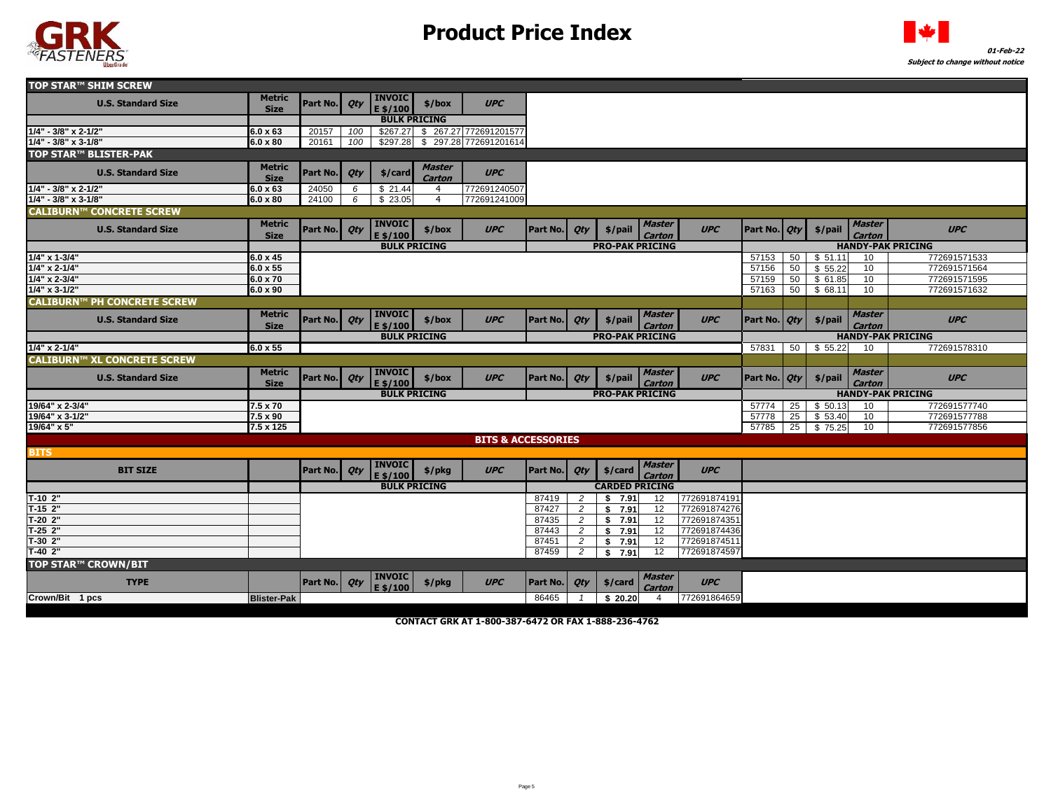# Product Price Index

GRK FASTENERS

*01-Feb-22*
*Subject to change without notice*

## TOP STAR™ SHIM SCREW

| U.S. Standard Size | Metric Size | Part No. | Qty | INVOICE $/100 | $/box | UPC |
|---|---|---|---|---|---|---|
| | | BULK PRICING | | | | |
| 1/4" - 3/8" x 2-1/2" | 6.0 x 63 | 20157 | 100 | $267.27 | $ 267.27 | 772691201577 |
| 1/4" - 3/8" x 3-1/8" | 6.0 x 80 | 20161 | 100 | $297.28 | $ 297.28 | 772691201614 |

## TOP STAR™ BLISTER-PAK

| U.S. Standard Size | Metric Size | Part No. | Qty | $/card | Master Carton | UPC |
|---|---|---|---|---|---|---|
| 1/4" - 3/8" x 2-1/2" | 6.0 x 63 | 24050 | 6 | $ 21.44 | 4 | 772691240507 |
| 1/4" - 3/8" x 3-1/8" | 6.0 x 80 | 24100 | 6 | $ 23.05 | 4 | 772691241009 |

## CALIBURN™ CONCRETE SCREW

| U.S. Standard Size | Metric Size | Part No. | Qty | INVOICE $/100 | $/box | UPC | Part No. | Qty | $/pail | Master Carton | UPC | Part No. | Qty | $/pail | Master Carton | UPC |
|---|---|---|---|---|---|---|---|---|---|---|---|---|---|---|---|---|
| | | BULK PRICING | | | | | PRO-PAK PRICING | | | | | HANDY-PAK PRICING | | | | |
| 1/4" x 1-3/4" | 6.0 x 45 | | | | | | | | | | | 57153 | 50 | $ 51.11 | 10 | 772691571533 |
| 1/4" x 2-1/4" | 6.0 x 55 | | | | | | | | | | | 57156 | 50 | $ 55.22 | 10 | 772691571564 |
| 1/4" x 2-3/4" | 6.0 x 70 | | | | | | | | | | | 57159 | 50 | $ 61.85 | 10 | 772691571595 |
| 1/4" x 3-1/2" | 6.0 x 90 | | | | | | | | | | | 57163 | 50 | $ 68.11 | 10 | 772691571632 |

## CALIBURN™ PH CONCRETE SCREW

| U.S. Standard Size | Metric Size | Part No. | Qty | INVOICE $/100 | $/box | UPC | Part No. | Qty | $/pail | Master Carton | UPC | Part No. | Qty | $/pail | Master Carton | UPC |
|---|---|---|---|---|---|---|---|---|---|---|---|---|---|---|---|---|
| | | BULK PRICING | | | | | PRO-PAK PRICING | | | | | HANDY-PAK PRICING | | | | |
| 1/4" x 2-1/4" | 6.0 x 55 | | | | | | | | | | | 57831 | 50 | $ 55.22 | 10 | 772691578310 |

## CALIBURN™ XL CONCRETE SCREW

| U.S. Standard Size | Metric Size | Part No. | Qty | INVOICE $/100 | $/box | UPC | Part No. | Qty | $/pail | Master Carton | UPC | Part No. | Qty | $/pail | Master Carton | UPC |
|---|---|---|---|---|---|---|---|---|---|---|---|---|---|---|---|---|
| | | BULK PRICING | | | | | PRO-PAK PRICING | | | | | HANDY-PAK PRICING | | | | |
| 19/64" x 2-3/4" | 7.5 x 70 | | | | | | | | | | | 57774 | 25 | $ 50.13 | 10 | 772691577740 |
| 19/64" x 3-1/2" | 7.5 x 90 | | | | | | | | | | | 57778 | 25 | $ 53.40 | 10 | 772691577788 |
| 19/64" x 5" | 7.5 x 125 | | | | | | | | | | | 57785 | 25 | $ 75.25 | 10 | 772691577856 |

# BITS & ACCESSORIES

## BITS

| BIT SIZE | | Part No. | Qty | INVOICE $/100 | $/pkg | UPC | Part No. | Qty | $/card | Master Carton | UPC |
|---|---|---|---|---|---|---|---|---|---|---|---|
| | | BULK PRICING | | | | | CARDED PRICING | | | | |
| T-10 2" | | | | | | | 87419 | 2 | $ 7.91 | 12 | 772691874191 |
| T-15 2" | | | | | | | 87427 | 2 | $ 7.91 | 12 | 772691874276 |
| T-20 2" | | | | | | | 87435 | 2 | $ 7.91 | 12 | 772691874351 |
| T-25 2" | | | | | | | 87443 | 2 | $ 7.91 | 12 | 772691874436 |
| T-30 2" | | | | | | | 87451 | 2 | $ 7.91 | 12 | 772691874511 |
| T-40 2" | | | | | | | 87459 | 2 | $ 7.91 | 12 | 772691874597 |

## TOP STAR™ CROWN/BIT

| TYPE | | Part No. | Qty | INVOICE $/100 | $/pkg | UPC | Part No. | Qty | $/card | Master Carton | UPC |
|---|---|---|---|---|---|---|---|---|---|---|---|
| Crown/Bit 1 pcs | Blister-Pak | | | | | | 86465 | 1 | $ 20.20 | 4 | 772691864659 |

**CONTACT GRK AT 1-800-387-6472 OR FAX 1-888-236-4762**